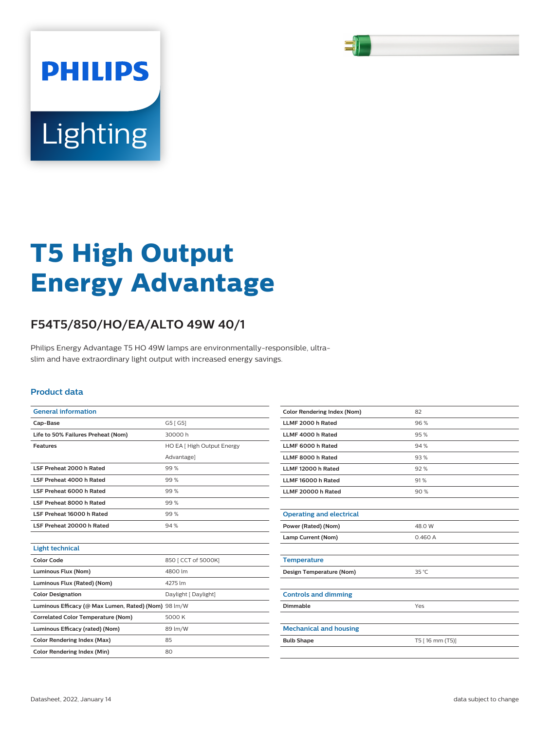PHILIPS

Lighting

# T5 High Output Energy Advantage

## F54T5/850/HO/EA/ALTO 49W 40/1

Philips Energy Advantage T5 HO 49W lamps are environmentally-responsible, ultra-slim and have extraordinary light output with increased energy savings.

### Product data

| General information | |
| --- | --- |
| Cap-Base | G5 [ G5] |
| Life to 50% Failures Preheat (Nom) | 30000 h |
| Features | HO EA [ High Output Energy Advantage] |
| LSF Preheat 2000 h Rated | 99 % |
| LSF Preheat 4000 h Rated | 99 % |
| LSF Preheat 6000 h Rated | 99 % |
| LSF Preheat 8000 h Rated | 99 % |
| LSF Preheat 16000 h Rated | 99 % |
| LSF Preheat 20000 h Rated | 94 % |

| Light technical | |
| --- | --- |
| Color Code | 850 [ CCT of 5000K] |
| Luminous Flux (Nom) | 4800 lm |
| Luminous Flux (Rated) (Nom) | 4275 lm |
| Color Designation | Daylight [ Daylight] |
| Luminous Efficacy (@ Max Lumen, Rated) (Nom) | 98 lm/W |
| Correlated Color Temperature (Nom) | 5000 K |
| Luminous Efficacy (rated) (Nom) | 89 lm/W |
| Color Rendering Index (Max) | 85 |
| Color Rendering Index (Min) | 80 |
| Color Rendering Index (Nom) | 82 |
| LLMF 2000 h Rated | 96 % |
| LLMF 4000 h Rated | 95 % |
| LLMF 6000 h Rated | 94 % |
| LLMF 8000 h Rated | 93 % |
| LLMF 12000 h Rated | 92 % |
| LLMF 16000 h Rated | 91 % |
| LLMF 20000 h Rated | 90 % |

| Operating and electrical | |
| --- | --- |
| Power (Rated) (Nom) | 48.0 W |
| Lamp Current (Nom) | 0.460 A |

| Temperature | |
| --- | --- |
| Design Temperature (Nom) | 35 °C |

| Controls and dimming | |
| --- | --- |
| Dimmable | Yes |

| Mechanical and housing | |
| --- | --- |
| Bulb Shape | T5 [ 16 mm (T5)] |

Datasheet, 2022, January 14

data subject to change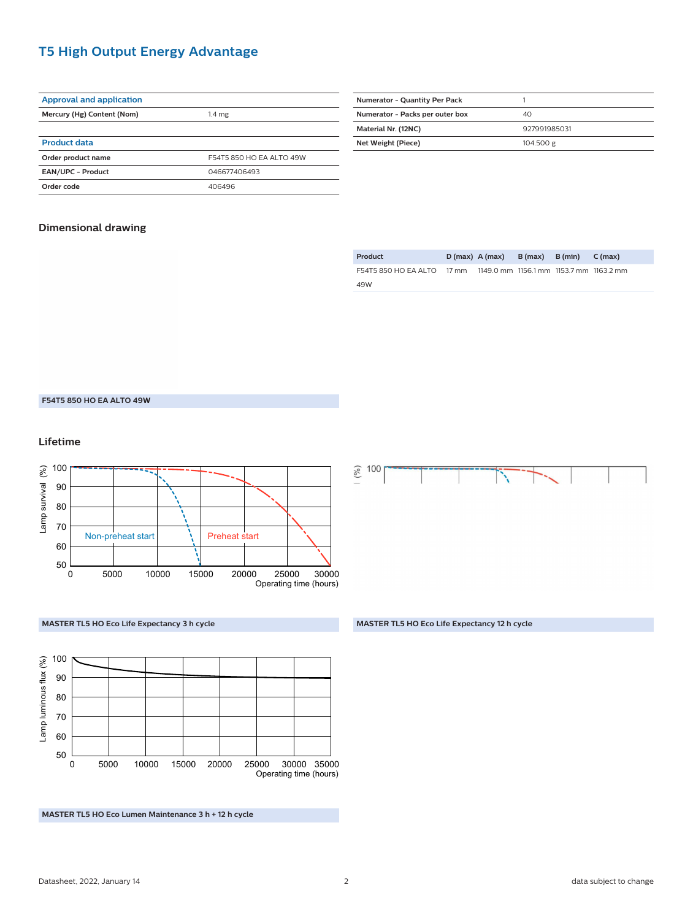# T5 High Output Energy Advantage

| Approval and application | |
|---|---|
| Mercury (Hg) Content (Nom) | 1.4 mg |

| Product data | |
|---|---|
| Order product name | F54T5 850 HO EA ALTO 49W |
| EAN/UPC - Product | 046677406493 |
| Order code | 406496 |

| | |
|---|---|
| Numerator - Quantity Per Pack | 1 |
| Numerator - Packs per outer box | 40 |
| Material Nr. (12NC) | 927991985031 |
| Net Weight (Piece) | 104.500 g |

## Dimensional drawing

| Product | D (max) | A (max) | B (max) | B (min) | C (max) |
|---|---|---|---|---|---|
| F54T5 850 HO EA ALTO 49W | 17 mm | 1149.0 mm | 1156.1 mm | 1153.7 mm | 1163.2 mm |

F54T5 850 HO EA ALTO 49W

## Lifetime

Lamp survival (%)
100
90
80
70
60
50
0 5000 10000 15000 20000 25000 30000
Operating time (hours)
Non-preheat start
Preheat start

MASTER TL5 HO Eco Life Expectancy 3 h cycle

(%)
100

MASTER TL5 HO Eco Life Expectancy 12 h cycle

Lamp luminous flux (%)
100
90
80
70
60
50
0 5000 10000 15000 20000 25000 30000 35000
Operating time (hours)

MASTER TL5 HO Eco Lumen Maintenance 3 h + 12 h cycle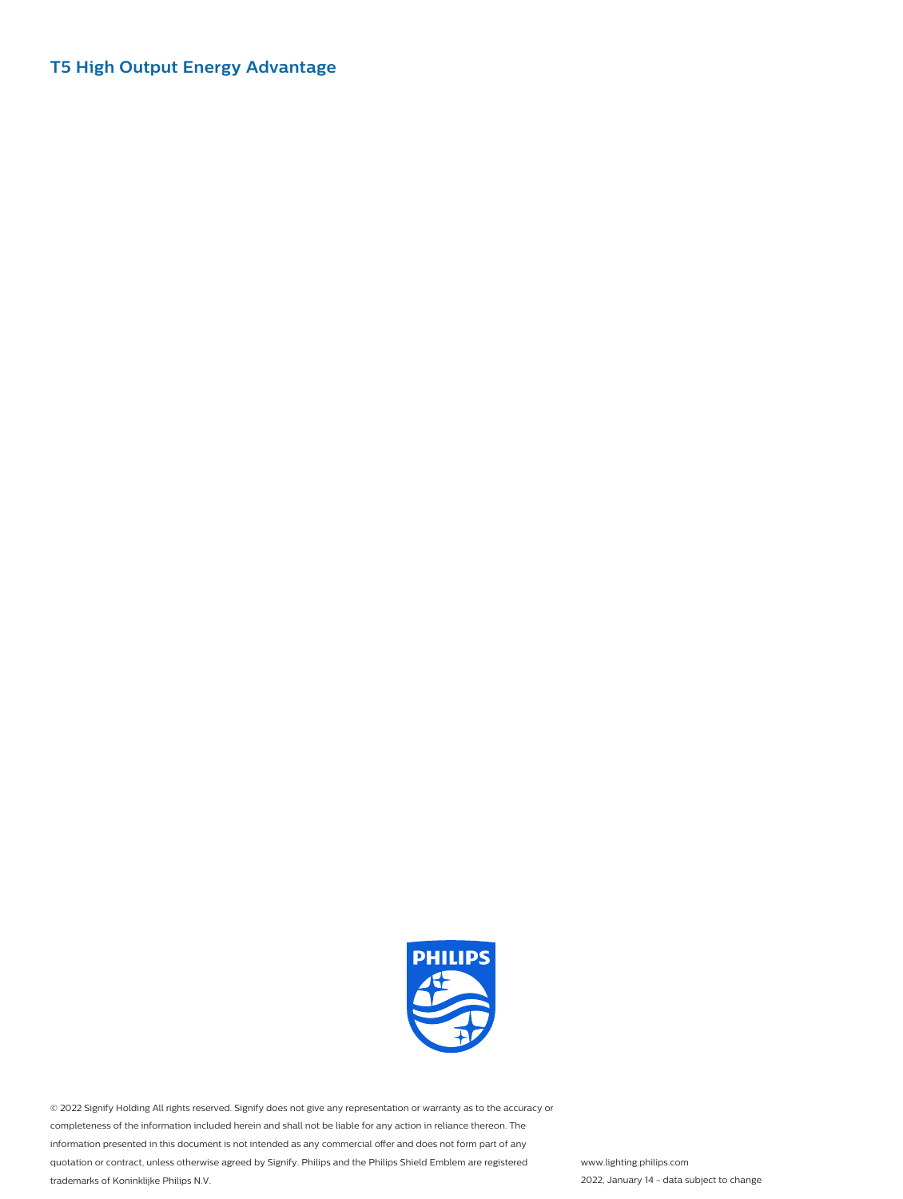© 2022 Signify Holding All rights reserved. Signify does not give any representation or warranty as to the accuracy or completeness of the information included herein and shall not be liable for any action in reliance thereon. The information presented in this document is not intended as any commercial offer and does not form part of any quotation or contract, unless otherwise agreed by Signify. Philips and the Philips Shield Emblem are registered trademarks of Koninklijke Philips N.V.

www.lighting.philips.com

2022, January 14 - data subject to change